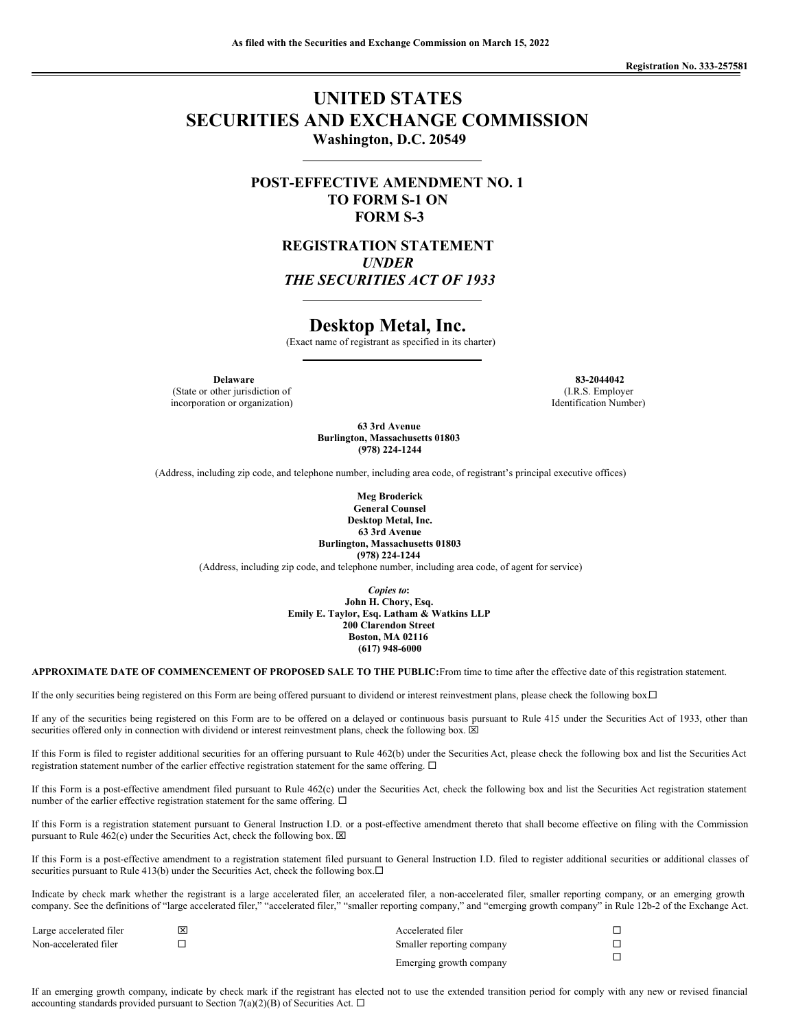**As filed with the Securities and Exchange Commission on March 15, 2022**

**Registration No. 333-257581**

# UNITED STATES
# SECURITIES AND EXCHANGE COMMISSION

**Washington, D.C. 20549**

## POST-EFFECTIVE AMENDMENT NO. 1 TO FORM S-1 ON FORM S-3

## REGISTRATION STATEMENT
***UNDER***
***THE SECURITIES ACT OF 1933***

# Desktop Metal, Inc.

(Exact name of registrant as specified in its charter)

| **Delaware** | **83-2044042** |
|---|---|
| (State or other jurisdiction of incorporation or organization) | (I.R.S. Employer Identification Number) |

**63 3rd Avenue**
**Burlington, Massachusetts 01803**
**(978) 224-1244**

(Address, including zip code, and telephone number, including area code, of registrant's principal executive offices)

**Meg Broderick**
**General Counsel**
**Desktop Metal, Inc.**
**63 3rd Avenue**
**Burlington, Massachusetts 01803**
**(978) 224-1244**

(Address, including zip code, and telephone number, including area code, of agent for service)

***Copies to*:**
**John H. Chory, Esq.**
**Emily E. Taylor, Esq. Latham & Watkins LLP**
**200 Clarendon Street**
**Boston, MA 02116**
**(617) 948-6000**

**APPROXIMATE DATE OF COMMENCEMENT OF PROPOSED SALE TO THE PUBLIC:** From time to time after the effective date of this registration statement.

If the only securities being registered on this Form are being offered pursuant to dividend or interest reinvestment plans, please check the following box. ☐

If any of the securities being registered on this Form are to be offered on a delayed or continuous basis pursuant to Rule 415 under the Securities Act of 1933, other than securities offered only in connection with dividend or interest reinvestment plans, check the following box. ☒

If this Form is filed to register additional securities for an offering pursuant to Rule 462(b) under the Securities Act, please check the following box and list the Securities Act registration statement number of the earlier effective registration statement for the same offering. ☐

If this Form is a post-effective amendment filed pursuant to Rule 462(c) under the Securities Act, check the following box and list the Securities Act registration statement number of the earlier effective registration statement for the same offering. ☐

If this Form is a registration statement pursuant to General Instruction I.D. or a post-effective amendment thereto that shall become effective on filing with the Commission pursuant to Rule 462(e) under the Securities Act, check the following box. ☒

If this Form is a post-effective amendment to a registration statement filed pursuant to General Instruction I.D. filed to register additional securities or additional classes of securities pursuant to Rule 413(b) under the Securities Act, check the following box. ☐

Indicate by check mark whether the registrant is a large accelerated filer, an accelerated filer, a non-accelerated filer, smaller reporting company, or an emerging growth company. See the definitions of "large accelerated filer," "accelerated filer," "smaller reporting company," and "emerging growth company" in Rule 12b-2 of the Exchange Act.

| | | | |
|---|---|---|---|
| Large accelerated filer | ☒ | Accelerated filer | ☐ |
| Non-accelerated filer | ☐ | Smaller reporting company | ☐ |
| | | Emerging growth company | ☐ |

If an emerging growth company, indicate by check mark if the registrant has elected not to use the extended transition period for comply with any new or revised financial accounting standards provided pursuant to Section 7(a)(2)(B) of Securities Act. ☐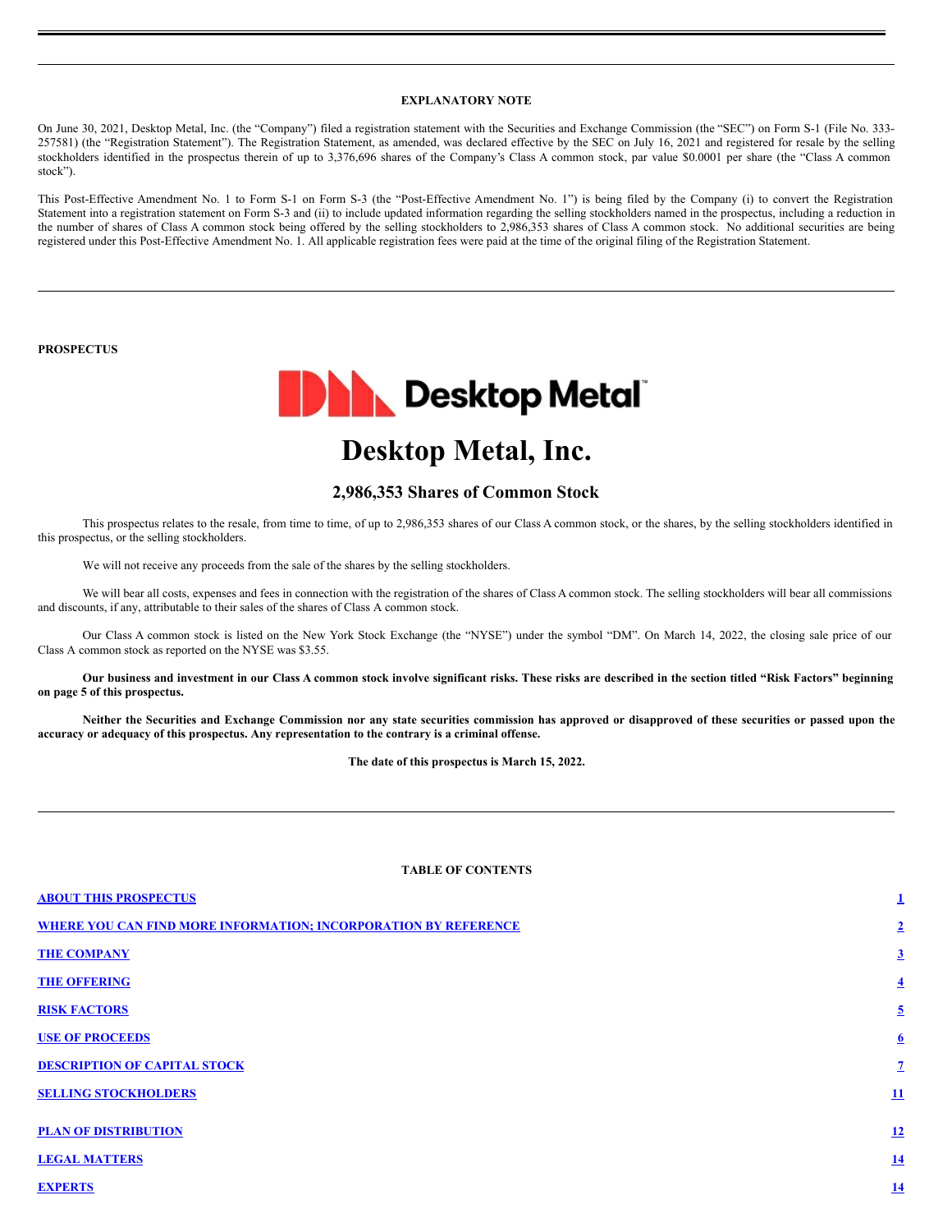**EXPLANATORY NOTE**

On June 30, 2021, Desktop Metal, Inc. (the "Company") filed a registration statement with the Securities and Exchange Commission (the "SEC") on Form S-1 (File No. 333-257581) (the "Registration Statement"). The Registration Statement, as amended, was declared effective by the SEC on July 16, 2021 and registered for resale by the selling stockholders identified in the prospectus therein of up to 3,376,696 shares of the Company's Class A common stock, par value $0.0001 per share (the "Class A common stock").

This Post-Effective Amendment No. 1 to Form S-1 on Form S-3 (the "Post-Effective Amendment No. 1") is being filed by the Company (i) to convert the Registration Statement into a registration statement on Form S-3 and (ii) to include updated information regarding the selling stockholders named in the prospectus, including a reduction in the number of shares of Class A common stock being offered by the selling stockholders to 2,986,353 shares of Class A common stock. No additional securities are being registered under this Post-Effective Amendment No. 1. All applicable registration fees were paid at the time of the original filing of the Registration Statement.

**PROSPECTUS**

# Desktop Metal, Inc.

## 2,986,353 Shares of Common Stock

This prospectus relates to the resale, from time to time, of up to 2,986,353 shares of our Class A common stock, or the shares, by the selling stockholders identified in this prospectus, or the selling stockholders.

We will not receive any proceeds from the sale of the shares by the selling stockholders.

We will bear all costs, expenses and fees in connection with the registration of the shares of Class A common stock. The selling stockholders will bear all commissions and discounts, if any, attributable to their sales of the shares of Class A common stock.

Our Class A common stock is listed on the New York Stock Exchange (the "NYSE") under the symbol "DM". On March 14, 2022, the closing sale price of our Class A common stock as reported on the NYSE was $3.55.

**Our business and investment in our Class A common stock involve significant risks. These risks are described in the section titled "Risk Factors" beginning on page 5 of this prospectus.**

**Neither the Securities and Exchange Commission nor any state securities commission has approved or disapproved of these securities or passed upon the accuracy or adequacy of this prospectus. Any representation to the contrary is a criminal offense.**

**The date of this prospectus is March 15, 2022.**

**TABLE OF CONTENTS**

| | |
|---|---|
| ABOUT THIS PROSPECTUS | 1 |
| WHERE YOU CAN FIND MORE INFORMATION; INCORPORATION BY REFERENCE | 2 |
| THE COMPANY | 3 |
| THE OFFERING | 4 |
| RISK FACTORS | 5 |
| USE OF PROCEEDS | 6 |
| DESCRIPTION OF CAPITAL STOCK | 7 |
| SELLING STOCKHOLDERS | 11 |
| PLAN OF DISTRIBUTION | 12 |
| LEGAL MATTERS | 14 |
| EXPERTS | 14 |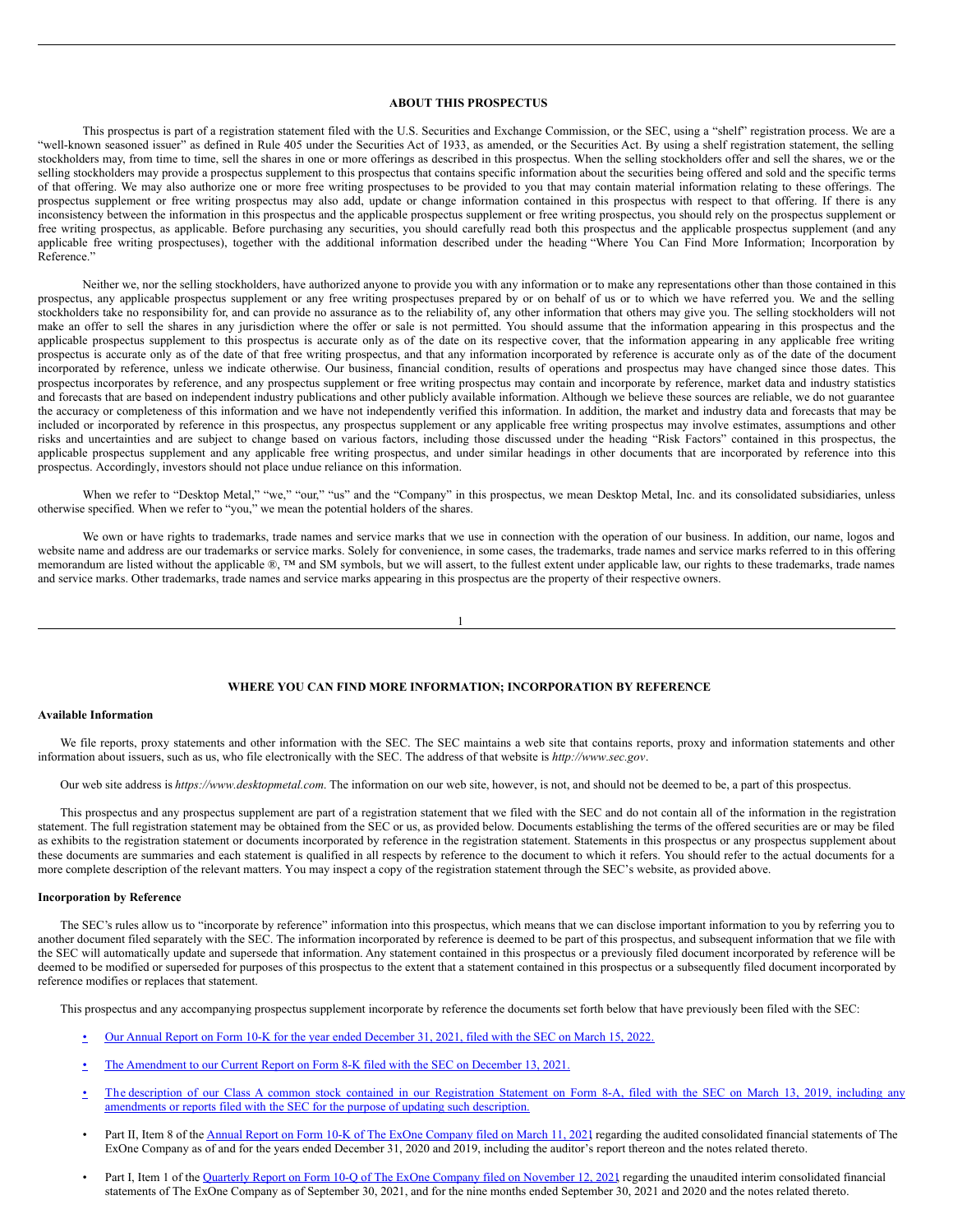## ABOUT THIS PROSPECTUS

This prospectus is part of a registration statement filed with the U.S. Securities and Exchange Commission, or the SEC, using a "shelf" registration process. We are a "well-known seasoned issuer" as defined in Rule 405 under the Securities Act of 1933, as amended, or the Securities Act. By using a shelf registration statement, the selling stockholders may, from time to time, sell the shares in one or more offerings as described in this prospectus. When the selling stockholders offer and sell the shares, we or the selling stockholders may provide a prospectus supplement to this prospectus that contains specific information about the securities being offered and sold and the specific terms of that offering. We may also authorize one or more free writing prospectuses to be provided to you that may contain material information relating to these offerings. The prospectus supplement or free writing prospectus may also add, update or change information contained in this prospectus with respect to that offering. If there is any inconsistency between the information in this prospectus and the applicable prospectus supplement or free writing prospectus, you should rely on the prospectus supplement or free writing prospectus, as applicable. Before purchasing any securities, you should carefully read both this prospectus and the applicable prospectus supplement (and any applicable free writing prospectuses), together with the additional information described under the heading "Where You Can Find More Information; Incorporation by Reference."

Neither we, nor the selling stockholders, have authorized anyone to provide you with any information or to make any representations other than those contained in this prospectus, any applicable prospectus supplement or any free writing prospectuses prepared by or on behalf of us or to which we have referred you. We and the selling stockholders take no responsibility for, and can provide no assurance as to the reliability of, any other information that others may give you. The selling stockholders will not make an offer to sell the shares in any jurisdiction where the offer or sale is not permitted. You should assume that the information appearing in this prospectus and the applicable prospectus supplement to this prospectus is accurate only as of the date on its respective cover, that the information appearing in any applicable free writing prospectus is accurate only as of the date of that free writing prospectus, and that any information incorporated by reference is accurate only as of the date of the document incorporated by reference, unless we indicate otherwise. Our business, financial condition, results of operations and prospectus may have changed since those dates. This prospectus incorporates by reference, and any prospectus supplement or free writing prospectus may contain and incorporate by reference, market data and industry statistics and forecasts that are based on independent industry publications and other publicly available information. Although we believe these sources are reliable, we do not guarantee the accuracy or completeness of this information and we have not independently verified this information. In addition, the market and industry data and forecasts that may be included or incorporated by reference in this prospectus, any prospectus supplement or any applicable free writing prospectus may involve estimates, assumptions and other risks and uncertainties and are subject to change based on various factors, including those discussed under the heading "Risk Factors" contained in this prospectus, the applicable prospectus supplement and any applicable free writing prospectus, and under similar headings in other documents that are incorporated by reference into this prospectus. Accordingly, investors should not place undue reliance on this information.

When we refer to "Desktop Metal," "we," "our," "us" and the "Company" in this prospectus, we mean Desktop Metal, Inc. and its consolidated subsidiaries, unless otherwise specified. When we refer to "you," we mean the potential holders of the shares.

We own or have rights to trademarks, trade names and service marks that we use in connection with the operation of our business. In addition, our name, logos and website name and address are our trademarks or service marks. Solely for convenience, in some cases, the trademarks, trade names and service marks referred to in this offering memorandum are listed without the applicable ®, ™ and SM symbols, but we will assert, to the fullest extent under applicable law, our rights to these trademarks, trade names and service marks. Other trademarks, trade names and service marks appearing in this prospectus are the property of their respective owners.

## WHERE YOU CAN FIND MORE INFORMATION; INCORPORATION BY REFERENCE

### Available Information

We file reports, proxy statements and other information with the SEC. The SEC maintains a web site that contains reports, proxy and information statements and other information about issuers, such as us, who file electronically with the SEC. The address of that website is *http://www.sec.gov*.

Our web site address is *https://www.desktopmetal.com*. The information on our web site, however, is not, and should not be deemed to be, a part of this prospectus.

This prospectus and any prospectus supplement are part of a registration statement that we filed with the SEC and do not contain all of the information in the registration statement. The full registration statement may be obtained from the SEC or us, as provided below. Documents establishing the terms of the offered securities are or may be filed as exhibits to the registration statement or documents incorporated by reference in the registration statement. Statements in this prospectus or any prospectus supplement about these documents are summaries and each statement is qualified in all respects by reference to the document to which it refers. You should refer to the actual documents for a more complete description of the relevant matters. You may inspect a copy of the registration statement through the SEC's website, as provided above.

### Incorporation by Reference

The SEC's rules allow us to "incorporate by reference" information into this prospectus, which means that we can disclose important information to you by referring you to another document filed separately with the SEC. The information incorporated by reference is deemed to be part of this prospectus, and subsequent information that we file with the SEC will automatically update and supersede that information. Any statement contained in this prospectus or a previously filed document incorporated by reference will be deemed to be modified or superseded for purposes of this prospectus to the extent that a statement contained in this prospectus or a subsequently filed document incorporated by reference modifies or replaces that statement.

This prospectus and any accompanying prospectus supplement incorporate by reference the documents set forth below that have previously been filed with the SEC:

- Our Annual Report on Form 10-K for the year ended December 31, 2021, filed with the SEC on March 15, 2022.
- The Amendment to our Current Report on Form 8-K filed with the SEC on December 13, 2021.
- The description of our Class A common stock contained in our Registration Statement on Form 8-A, filed with the SEC on March 13, 2019, including any amendments or reports filed with the SEC for the purpose of updating such description.
- Part II, Item 8 of the Annual Report on Form 10-K of The ExOne Company filed on March 11, 2021 regarding the audited consolidated financial statements of The ExOne Company as of and for the years ended December 31, 2020 and 2019, including the auditor's report thereon and the notes related thereto.
- Part I, Item 1 of the Quarterly Report on Form 10-Q of The ExOne Company filed on November 12, 2021 regarding the unaudited interim consolidated financial statements of The ExOne Company as of September 30, 2021, and for the nine months ended September 30, 2021 and 2020 and the notes related thereto.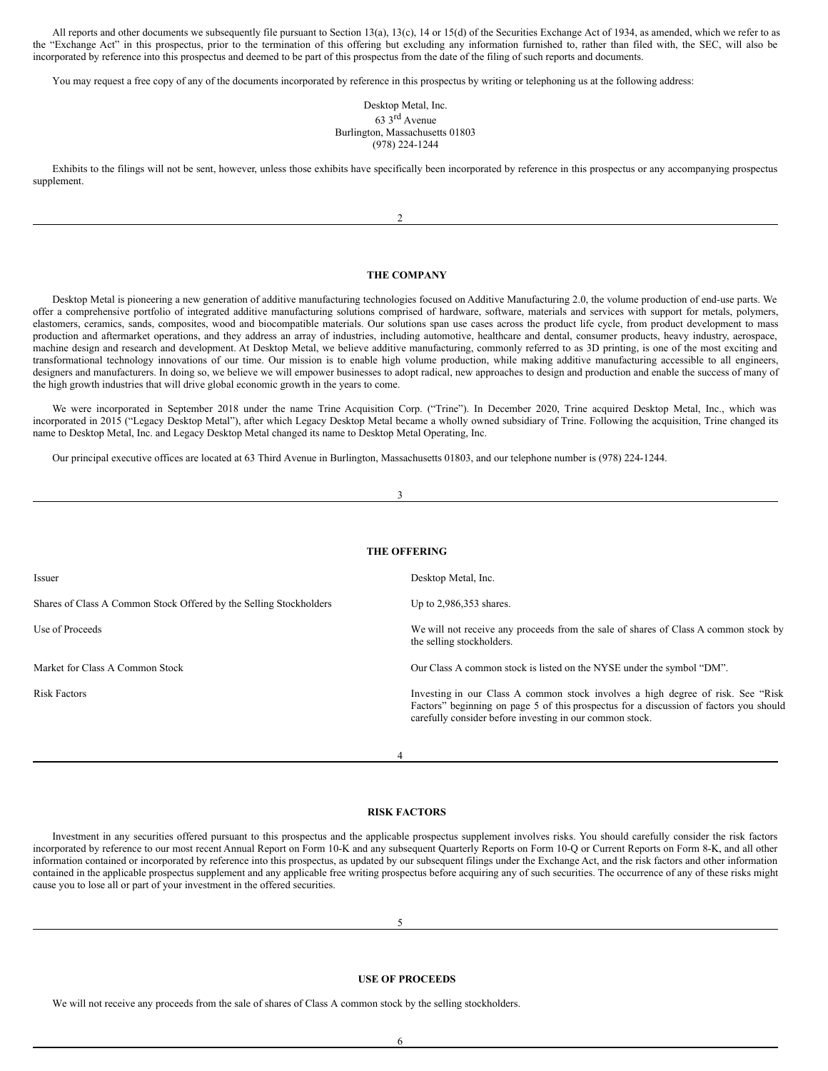All reports and other documents we subsequently file pursuant to Section 13(a), 13(c), 14 or 15(d) of the Securities Exchange Act of 1934, as amended, which we refer to as the "Exchange Act" in this prospectus, prior to the termination of this offering but excluding any information furnished to, rather than filed with, the SEC, will also be incorporated by reference into this prospectus and deemed to be part of this prospectus from the date of the filing of such reports and documents.

You may request a free copy of any of the documents incorporated by reference in this prospectus by writing or telephoning us at the following address:

Desktop Metal, Inc.
63 3rd Avenue
Burlington, Massachusetts 01803
(978) 224-1244

Exhibits to the filings will not be sent, however, unless those exhibits have specifically been incorporated by reference in this prospectus or any accompanying prospectus supplement.

## THE COMPANY

Desktop Metal is pioneering a new generation of additive manufacturing technologies focused on Additive Manufacturing 2.0, the volume production of end-use parts. We offer a comprehensive portfolio of integrated additive manufacturing solutions comprised of hardware, software, materials and services with support for metals, polymers, elastomers, ceramics, sands, composites, wood and biocompatible materials. Our solutions span use cases across the product life cycle, from product development to mass production and aftermarket operations, and they address an array of industries, including automotive, healthcare and dental, consumer products, heavy industry, aerospace, machine design and research and development. At Desktop Metal, we believe additive manufacturing, commonly referred to as 3D printing, is one of the most exciting and transformational technology innovations of our time. Our mission is to enable high volume production, while making additive manufacturing accessible to all engineers, designers and manufacturers. In doing so, we believe we will empower businesses to adopt radical, new approaches to design and production and enable the success of many of the high growth industries that will drive global economic growth in the years to come.

We were incorporated in September 2018 under the name Trine Acquisition Corp. ("Trine"). In December 2020, Trine acquired Desktop Metal, Inc., which was incorporated in 2015 ("Legacy Desktop Metal"), after which Legacy Desktop Metal became a wholly owned subsidiary of Trine. Following the acquisition, Trine changed its name to Desktop Metal, Inc. and Legacy Desktop Metal changed its name to Desktop Metal Operating, Inc.

Our principal executive offices are located at 63 Third Avenue in Burlington, Massachusetts 01803, and our telephone number is (978) 224-1244.

## THE OFFERING

| | |
|---|---|
| Issuer | Desktop Metal, Inc. |
| Shares of Class A Common Stock Offered by the Selling Stockholders | Up to 2,986,353 shares. |
| Use of Proceeds | We will not receive any proceeds from the sale of shares of Class A common stock by the selling stockholders. |
| Market for Class A Common Stock | Our Class A common stock is listed on the NYSE under the symbol "DM". |
| Risk Factors | Investing in our Class A common stock involves a high degree of risk. See "Risk Factors" beginning on page 5 of this prospectus for a discussion of factors you should carefully consider before investing in our common stock. |

## RISK FACTORS

Investment in any securities offered pursuant to this prospectus and the applicable prospectus supplement involves risks. You should carefully consider the risk factors incorporated by reference to our most recent Annual Report on Form 10-K and any subsequent Quarterly Reports on Form 10-Q or Current Reports on Form 8-K, and all other information contained or incorporated by reference into this prospectus, as updated by our subsequent filings under the Exchange Act, and the risk factors and other information contained in the applicable prospectus supplement and any applicable free writing prospectus before acquiring any of such securities. The occurrence of any of these risks might cause you to lose all or part of your investment in the offered securities.

## USE OF PROCEEDS

We will not receive any proceeds from the sale of shares of Class A common stock by the selling stockholders.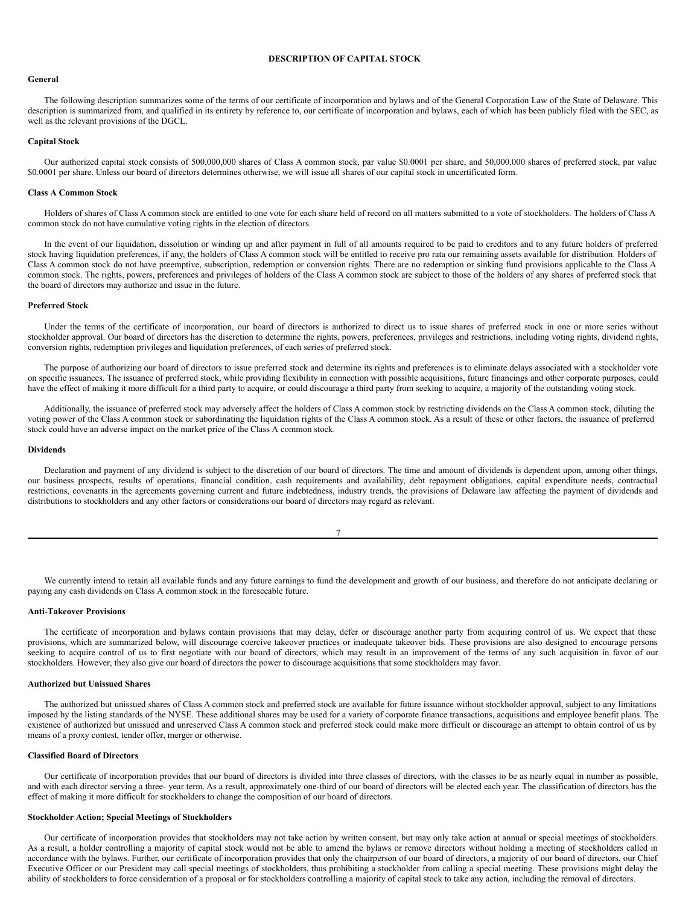# DESCRIPTION OF CAPITAL STOCK

## General

The following description summarizes some of the terms of our certificate of incorporation and bylaws and of the General Corporation Law of the State of Delaware. This description is summarized from, and qualified in its entirety by reference to, our certificate of incorporation and bylaws, each of which has been publicly filed with the SEC, as well as the relevant provisions of the DGCL.

## Capital Stock

Our authorized capital stock consists of 500,000,000 shares of Class A common stock, par value $0.0001 per share, and 50,000,000 shares of preferred stock, par value $0.0001 per share. Unless our board of directors determines otherwise, we will issue all shares of our capital stock in uncertificated form.

## Class A Common Stock

Holders of shares of Class A common stock are entitled to one vote for each share held of record on all matters submitted to a vote of stockholders. The holders of Class A common stock do not have cumulative voting rights in the election of directors.

In the event of our liquidation, dissolution or winding up and after payment in full of all amounts required to be paid to creditors and to any future holders of preferred stock having liquidation preferences, if any, the holders of Class A common stock will be entitled to receive pro rata our remaining assets available for distribution. Holders of Class A common stock do not have preemptive, subscription, redemption or conversion rights. There are no redemption or sinking fund provisions applicable to the Class A common stock. The rights, powers, preferences and privileges of holders of the Class A common stock are subject to those of the holders of any shares of preferred stock that the board of directors may authorize and issue in the future.

## Preferred Stock

Under the terms of the certificate of incorporation, our board of directors is authorized to direct us to issue shares of preferred stock in one or more series without stockholder approval. Our board of directors has the discretion to determine the rights, powers, preferences, privileges and restrictions, including voting rights, dividend rights, conversion rights, redemption privileges and liquidation preferences, of each series of preferred stock.

The purpose of authorizing our board of directors to issue preferred stock and determine its rights and preferences is to eliminate delays associated with a stockholder vote on specific issuances. The issuance of preferred stock, while providing flexibility in connection with possible acquisitions, future financings and other corporate purposes, could have the effect of making it more difficult for a third party to acquire, or could discourage a third party from seeking to acquire, a majority of the outstanding voting stock.

Additionally, the issuance of preferred stock may adversely affect the holders of Class A common stock by restricting dividends on the Class A common stock, diluting the voting power of the Class A common stock or subordinating the liquidation rights of the Class A common stock. As a result of these or other factors, the issuance of preferred stock could have an adverse impact on the market price of the Class A common stock.

## Dividends

Declaration and payment of any dividend is subject to the discretion of our board of directors. The time and amount of dividends is dependent upon, among other things, our business prospects, results of operations, financial condition, cash requirements and availability, debt repayment obligations, capital expenditure needs, contractual restrictions, covenants in the agreements governing current and future indebtedness, industry trends, the provisions of Delaware law affecting the payment of dividends and distributions to stockholders and any other factors or considerations our board of directors may regard as relevant.

We currently intend to retain all available funds and any future earnings to fund the development and growth of our business, and therefore do not anticipate declaring or paying any cash dividends on Class A common stock in the foreseeable future.

## Anti-Takeover Provisions

The certificate of incorporation and bylaws contain provisions that may delay, defer or discourage another party from acquiring control of us. We expect that these provisions, which are summarized below, will discourage coercive takeover practices or inadequate takeover bids. These provisions are also designed to encourage persons seeking to acquire control of us to first negotiate with our board of directors, which may result in an improvement of the terms of any such acquisition in favor of our stockholders. However, they also give our board of directors the power to discourage acquisitions that some stockholders may favor.

## Authorized but Unissued Shares

The authorized but unissued shares of Class A common stock and preferred stock are available for future issuance without stockholder approval, subject to any limitations imposed by the listing standards of the NYSE. These additional shares may be used for a variety of corporate finance transactions, acquisitions and employee benefit plans. The existence of authorized but unissued and unreserved Class A common stock and preferred stock could make more difficult or discourage an attempt to obtain control of us by means of a proxy contest, tender offer, merger or otherwise.

## Classified Board of Directors

Our certificate of incorporation provides that our board of directors is divided into three classes of directors, with the classes to be as nearly equal in number as possible, and with each director serving a three- year term. As a result, approximately one-third of our board of directors will be elected each year. The classification of directors has the effect of making it more difficult for stockholders to change the composition of our board of directors.

## Stockholder Action; Special Meetings of Stockholders

Our certificate of incorporation provides that stockholders may not take action by written consent, but may only take action at annual or special meetings of stockholders. As a result, a holder controlling a majority of capital stock would not be able to amend the bylaws or remove directors without holding a meeting of stockholders called in accordance with the bylaws. Further, our certificate of incorporation provides that only the chairperson of our board of directors, a majority of our board of directors, our Chief Executive Officer or our President may call special meetings of stockholders, thus prohibiting a stockholder from calling a special meeting. These provisions might delay the ability of stockholders to force consideration of a proposal or for stockholders controlling a majority of capital stock to take any action, including the removal of directors.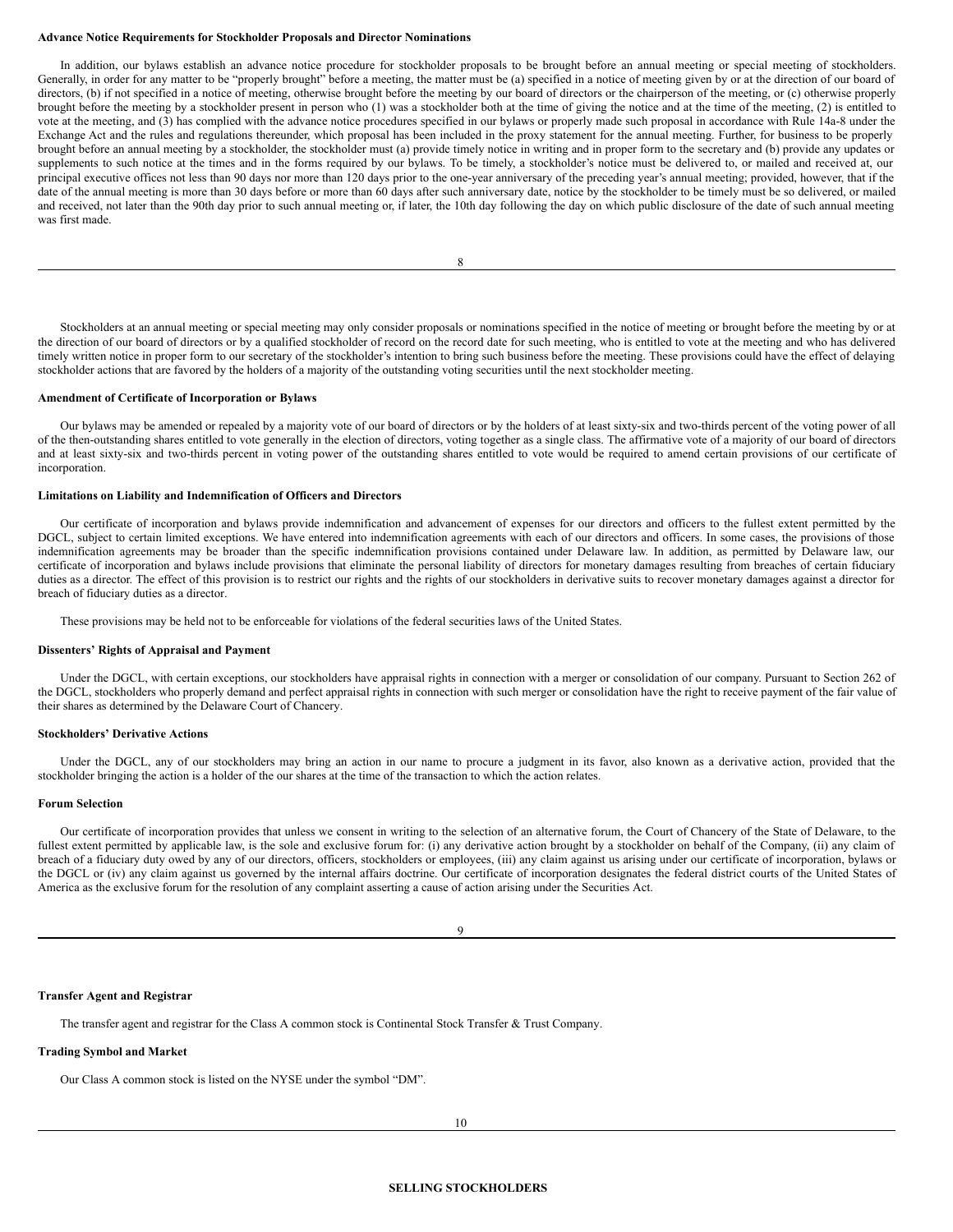**Advance Notice Requirements for Stockholder Proposals and Director Nominations**

In addition, our bylaws establish an advance notice procedure for stockholder proposals to be brought before an annual meeting or special meeting of stockholders. Generally, in order for any matter to be "properly brought" before a meeting, the matter must be (a) specified in a notice of meeting given by or at the direction of our board of directors, (b) if not specified in a notice of meeting, otherwise brought before the meeting by our board of directors or the chairperson of the meeting, or (c) otherwise properly brought before the meeting by a stockholder present in person who (1) was a stockholder both at the time of giving the notice and at the time of the meeting, (2) is entitled to vote at the meeting, and (3) has complied with the advance notice procedures specified in our bylaws or properly made such proposal in accordance with Rule 14a-8 under the Exchange Act and the rules and regulations thereunder, which proposal has been included in the proxy statement for the annual meeting. Further, for business to be properly brought before an annual meeting by a stockholder, the stockholder must (a) provide timely notice in writing and in proper form to the secretary and (b) provide any updates or supplements to such notice at the times and in the forms required by our bylaws. To be timely, a stockholder's notice must be delivered to, or mailed and received at, our principal executive offices not less than 90 days nor more than 120 days prior to the one-year anniversary of the preceding year's annual meeting; provided, however, that if the date of the annual meeting is more than 30 days before or more than 60 days after such anniversary date, notice by the stockholder to be timely must be so delivered, or mailed and received, not later than the 90th day prior to such annual meeting or, if later, the 10th day following the day on which public disclosure of the date of such annual meeting was first made.

Stockholders at an annual meeting or special meeting may only consider proposals or nominations specified in the notice of meeting or brought before the meeting by or at the direction of our board of directors or by a qualified stockholder of record on the record date for such meeting, who is entitled to vote at the meeting and who has delivered timely written notice in proper form to our secretary of the stockholder's intention to bring such business before the meeting. These provisions could have the effect of delaying stockholder actions that are favored by the holders of a majority of the outstanding voting securities until the next stockholder meeting.

**Amendment of Certificate of Incorporation or Bylaws**

Our bylaws may be amended or repealed by a majority vote of our board of directors or by the holders of at least sixty-six and two-thirds percent of the voting power of all of the then-outstanding shares entitled to vote generally in the election of directors, voting together as a single class. The affirmative vote of a majority of our board of directors and at least sixty-six and two-thirds percent in voting power of the outstanding shares entitled to vote would be required to amend certain provisions of our certificate of incorporation.

**Limitations on Liability and Indemnification of Officers and Directors**

Our certificate of incorporation and bylaws provide indemnification and advancement of expenses for our directors and officers to the fullest extent permitted by the DGCL, subject to certain limited exceptions. We have entered into indemnification agreements with each of our directors and officers. In some cases, the provisions of those indemnification agreements may be broader than the specific indemnification provisions contained under Delaware law. In addition, as permitted by Delaware law, our certificate of incorporation and bylaws include provisions that eliminate the personal liability of directors for monetary damages resulting from breaches of certain fiduciary duties as a director. The effect of this provision is to restrict our rights and the rights of our stockholders in derivative suits to recover monetary damages against a director for breach of fiduciary duties as a director.

These provisions may be held not to be enforceable for violations of the federal securities laws of the United States.

**Dissenters' Rights of Appraisal and Payment**

Under the DGCL, with certain exceptions, our stockholders have appraisal rights in connection with a merger or consolidation of our company. Pursuant to Section 262 of the DGCL, stockholders who properly demand and perfect appraisal rights in connection with such merger or consolidation have the right to receive payment of the fair value of their shares as determined by the Delaware Court of Chancery.

**Stockholders' Derivative Actions**

Under the DGCL, any of our stockholders may bring an action in our name to procure a judgment in its favor, also known as a derivative action, provided that the stockholder bringing the action is a holder of the our shares at the time of the transaction to which the action relates.

**Forum Selection**

Our certificate of incorporation provides that unless we consent in writing to the selection of an alternative forum, the Court of Chancery of the State of Delaware, to the fullest extent permitted by applicable law, is the sole and exclusive forum for: (i) any derivative action brought by a stockholder on behalf of the Company, (ii) any claim of breach of a fiduciary duty owed by any of our directors, officers, stockholders or employees, (iii) any claim against us arising under our certificate of incorporation, bylaws or the DGCL or (iv) any claim against us governed by the internal affairs doctrine. Our certificate of incorporation designates the federal district courts of the United States of America as the exclusive forum for the resolution of any complaint asserting a cause of action arising under the Securities Act.

**Transfer Agent and Registrar**

The transfer agent and registrar for the Class A common stock is Continental Stock Transfer & Trust Company.

**Trading Symbol and Market**

Our Class A common stock is listed on the NYSE under the symbol "DM".

**SELLING STOCKHOLDERS**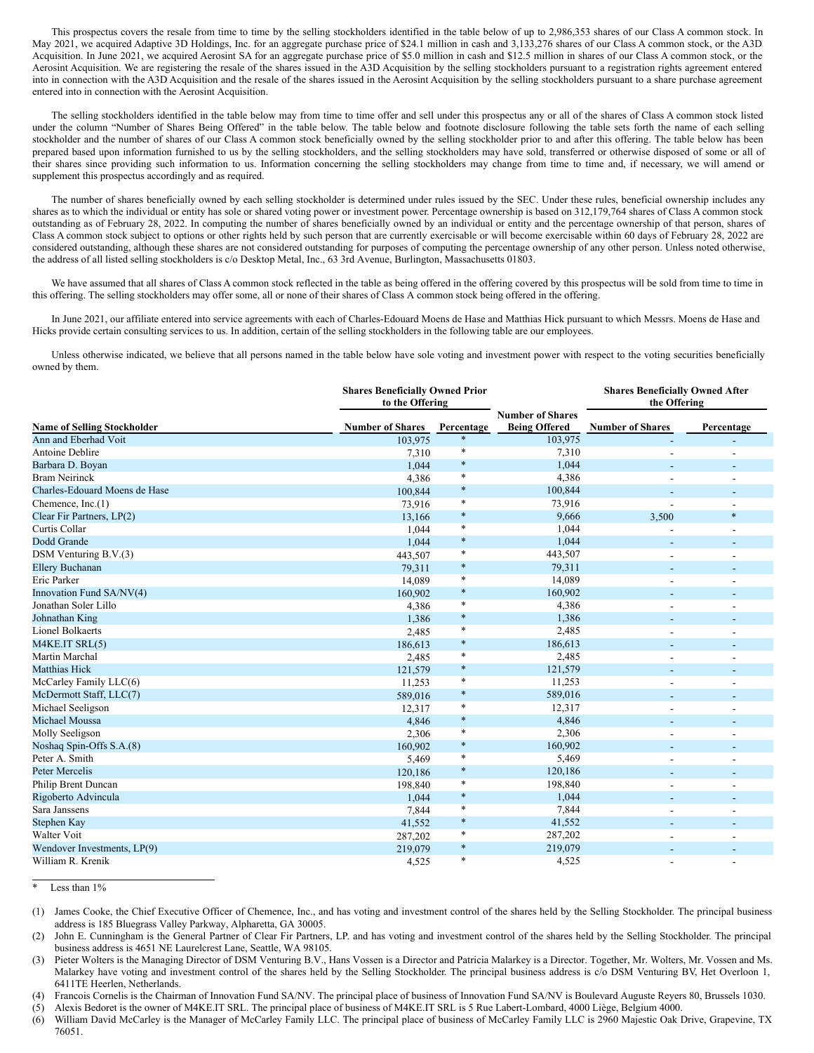This prospectus covers the resale from time to time by the selling stockholders identified in the table below of up to 2,986,353 shares of our Class A common stock. In May 2021, we acquired Adaptive 3D Holdings, Inc. for an aggregate purchase price of $24.1 million in cash and 3,133,276 shares of our Class A common stock, or the A3D Acquisition. In June 2021, we acquired Aerosint SA for an aggregate purchase price of $5.0 million in cash and $12.5 million in shares of our Class A common stock, or the Aerosint Acquisition. We are registering the resale of the shares issued in the A3D Acquisition by the selling stockholders pursuant to a registration rights agreement entered into in connection with the A3D Acquisition and the resale of the shares issued in the Aerosint Acquisition by the selling stockholders pursuant to a share purchase agreement entered into in connection with the Aerosint Acquisition.

The selling stockholders identified in the table below may from time to time offer and sell under this prospectus any or all of the shares of Class A common stock listed under the column "Number of Shares Being Offered" in the table below. The table below and footnote disclosure following the table sets forth the name of each selling stockholder and the number of shares of our Class A common stock beneficially owned by the selling stockholder prior to and after this offering. The table below has been prepared based upon information furnished to us by the selling stockholders, and the selling stockholders may have sold, transferred or otherwise disposed of some or all of their shares since providing such information to us. Information concerning the selling stockholders may change from time to time and, if necessary, we will amend or supplement this prospectus accordingly and as required.

The number of shares beneficially owned by each selling stockholder is determined under rules issued by the SEC. Under these rules, beneficial ownership includes any shares as to which the individual or entity has sole or shared voting power or investment power. Percentage ownership is based on 312,179,764 shares of Class A common stock outstanding as of February 28, 2022. In computing the number of shares beneficially owned by an individual or entity and the percentage ownership of that person, shares of Class A common stock subject to options or other rights held by such person that are currently exercisable or will become exercisable within 60 days of February 28, 2022 are considered outstanding, although these shares are not considered outstanding for purposes of computing the percentage ownership of any other person. Unless noted otherwise, the address of all listed selling stockholders is c/o Desktop Metal, Inc., 63 3rd Avenue, Burlington, Massachusetts 01803.

We have assumed that all shares of Class A common stock reflected in the table as being offered in the offering covered by this prospectus will be sold from time to time in this offering. The selling stockholders may offer some, all or none of their shares of Class A common stock being offered in the offering.

In June 2021, our affiliate entered into service agreements with each of Charles-Edouard Moens de Hase and Matthias Hick pursuant to which Messrs. Moens de Hase and Hicks provide certain consulting services to us. In addition, certain of the selling stockholders in the following table are our employees.

Unless otherwise indicated, we believe that all persons named in the table below have sole voting and investment power with respect to the voting securities beneficially owned by them.

| | Shares Beneficially Owned Prior to the Offering | | | Shares Beneficially Owned After the Offering | |
|---|---|---|---|---|---|
| **Name of Selling Stockholder** | **Number of Shares** | **Percentage** | **Number of Shares Being Offered** | **Number of Shares** | **Percentage** |
| Ann and Eberhad Voit | 103,975 | * | 103,975 | - | - |
| Antoine Deblire | 7,310 | * | 7,310 | - | - |
| Barbara D. Boyan | 1,044 | * | 1,044 | - | - |
| Bram Neirinck | 4,386 | * | 4,386 | - | - |
| Charles-Edouard Moens de Hase | 100,844 | * | 100,844 | - | - |
| Chemence, Inc.(1) | 73,916 | * | 73,916 | - | - |
| Clear Fir Partners, LP(2) | 13,166 | * | 9,666 | 3,500 | * |
| Curtis Collar | 1,044 | * | 1,044 | - | - |
| Dodd Grande | 1,044 | * | 1,044 | - | - |
| DSM Venturing B.V.(3) | 443,507 | * | 443,507 | - | - |
| Ellery Buchanan | 79,311 | * | 79,311 | - | - |
| Eric Parker | 14,089 | * | 14,089 | - | - |
| Innovation Fund SA/NV(4) | 160,902 | * | 160,902 | - | - |
| Jonathan Soler Lillo | 4,386 | * | 4,386 | - | - |
| Johnathan King | 1,386 | * | 1,386 | - | - |
| Lionel Bolkaerts | 2,485 | * | 2,485 | - | - |
| M4KE.IT SRL(5) | 186,613 | * | 186,613 | - | - |
| Martin Marchal | 2,485 | * | 2,485 | - | - |
| Matthias Hick | 121,579 | * | 121,579 | - | - |
| McCarley Family LLC(6) | 11,253 | * | 11,253 | - | - |
| McDermott Staff, LLC(7) | 589,016 | * | 589,016 | - | - |
| Michael Seeligson | 12,317 | * | 12,317 | - | - |
| Michael Moussa | 4,846 | * | 4,846 | - | - |
| Molly Seeligson | 2,306 | * | 2,306 | - | - |
| Noshaq Spin-Offs S.A.(8) | 160,902 | * | 160,902 | - | - |
| Peter A. Smith | 5,469 | * | 5,469 | - | - |
| Peter Mercelis | 120,186 | * | 120,186 | - | - |
| Philip Brent Duncan | 198,840 | * | 198,840 | - | - |
| Rigoberto Advincula | 1,044 | * | 1,044 | - | - |
| Sara Janssens | 7,844 | * | 7,844 | - | - |
| Stephen Kay | 41,552 | * | 41,552 | - | - |
| Walter Voit | 287,202 | * | 287,202 | - | - |
| Wendover Investments, LP(9) | 219,079 | * | 219,079 | - | - |
| William R. Krenik | 4,525 | * | 4,525 | - | - |

\* Less than 1%

(1) James Cooke, the Chief Executive Officer of Chemence, Inc., and has voting and investment control of the shares held by the Selling Stockholder. The principal business address is 185 Bluegrass Valley Parkway, Alpharetta, GA 30005.

(2) John E. Cunningham is the General Partner of Clear Fir Partners, LP. and has voting and investment control of the shares held by the Selling Stockholder. The principal business address is 4651 NE Laurelcrest Lane, Seattle, WA 98105.

(3) Pieter Wolters is the Managing Director of DSM Venturing B.V., Hans Vossen is a Director and Patricia Malarkey is a Director. Together, Mr. Wolters, Mr. Vossen and Ms. Malarkey have voting and investment control of the shares held by the Selling Stockholder. The principal business address is c/o DSM Venturing BV, Het Overloon 1, 6411TE Heerlen, Netherlands.

(4) Francois Cornelis is the Chairman of Innovation Fund SA/NV. The principal place of business of Innovation Fund SA/NV is Boulevard Auguste Reyers 80, Brussels 1030.

(5) Alexis Bedoret is the owner of M4KE.IT SRL. The principal place of business of M4KE.IT SRL is 5 Rue Labert-Lombard, 4000 Liège, Belgium 4000.

(6) William David McCarley is the Manager of McCarley Family LLC. The principal place of business of McCarley Family LLC is 2960 Majestic Oak Drive, Grapevine, TX 76051.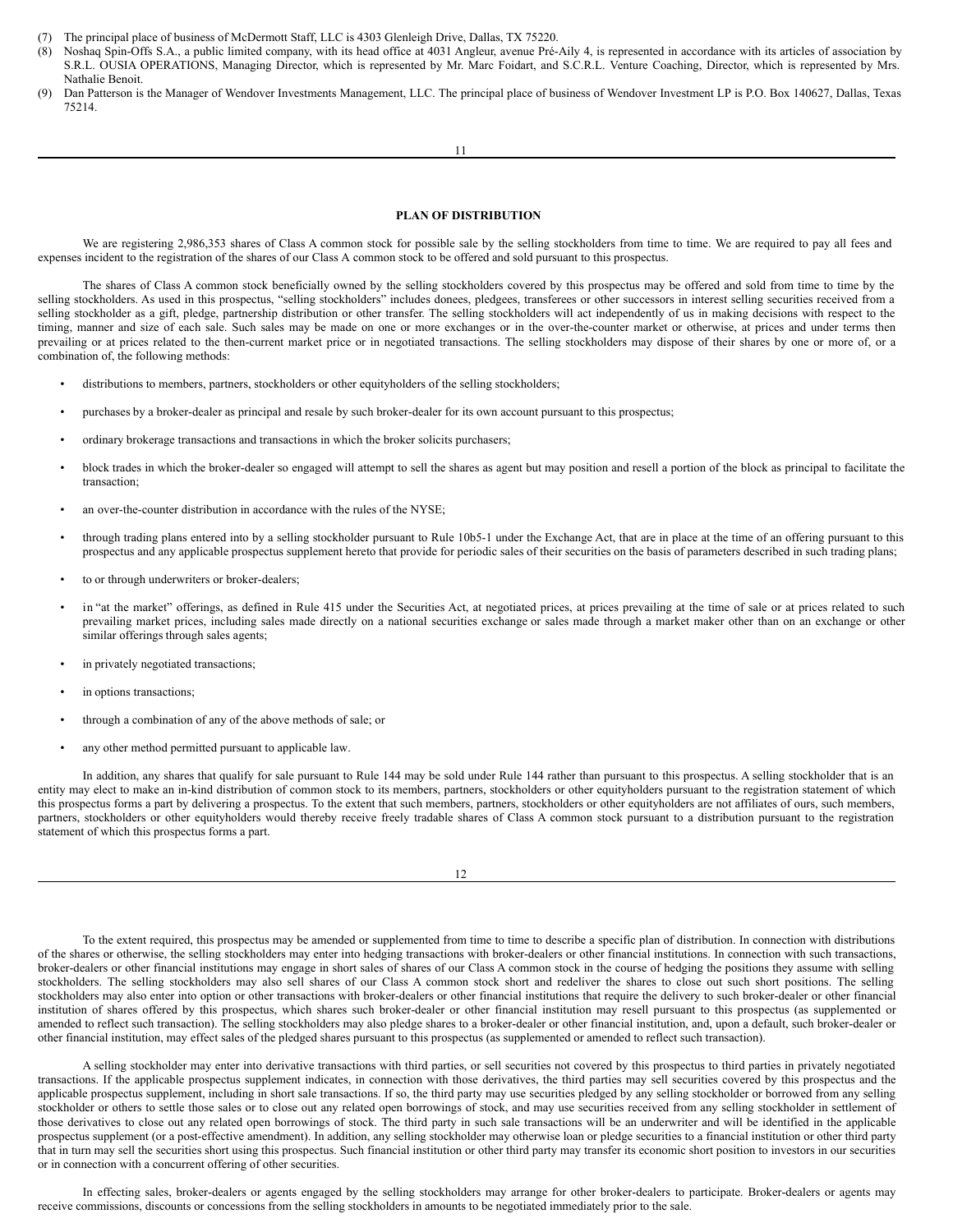(7) The principal place of business of McDermott Staff, LLC is 4303 Glenleigh Drive, Dallas, TX 75220.

(8) Noshaq Spin-Offs S.A., a public limited company, with its head office at 4031 Angleur, avenue Pré-Aily 4, is represented in accordance with its articles of association by S.R.L. OUSIA OPERATIONS, Managing Director, which is represented by Mr. Marc Foidart, and S.C.R.L. Venture Coaching, Director, which is represented by Mrs. Nathalie Benoit.

(9) Dan Patterson is the Manager of Wendover Investments Management, LLC. The principal place of business of Wendover Investment LP is P.O. Box 140627, Dallas, Texas 75214.

## PLAN OF DISTRIBUTION

We are registering 2,986,353 shares of Class A common stock for possible sale by the selling stockholders from time to time. We are required to pay all fees and expenses incident to the registration of the shares of our Class A common stock to be offered and sold pursuant to this prospectus.

The shares of Class A common stock beneficially owned by the selling stockholders covered by this prospectus may be offered and sold from time to time by the selling stockholders. As used in this prospectus, "selling stockholders" includes donees, pledgees, transferees or other successors in interest selling securities received from a selling stockholder as a gift, pledge, partnership distribution or other transfer. The selling stockholders will act independently of us in making decisions with respect to the timing, manner and size of each sale. Such sales may be made on one or more exchanges or in the over-the-counter market or otherwise, at prices and under terms then prevailing or at prices related to the then-current market price or in negotiated transactions. The selling stockholders may dispose of their shares by one or more of, or a combination of, the following methods:

- distributions to members, partners, stockholders or other equityholders of the selling stockholders;
- purchases by a broker-dealer as principal and resale by such broker-dealer for its own account pursuant to this prospectus;
- ordinary brokerage transactions and transactions in which the broker solicits purchasers;
- block trades in which the broker-dealer so engaged will attempt to sell the shares as agent but may position and resell a portion of the block as principal to facilitate the transaction;
- an over-the-counter distribution in accordance with the rules of the NYSE;
- through trading plans entered into by a selling stockholder pursuant to Rule 10b5-1 under the Exchange Act, that are in place at the time of an offering pursuant to this prospectus and any applicable prospectus supplement hereto that provide for periodic sales of their securities on the basis of parameters described in such trading plans;
- to or through underwriters or broker-dealers;
- in "at the market" offerings, as defined in Rule 415 under the Securities Act, at negotiated prices, at prices prevailing at the time of sale or at prices related to such prevailing market prices, including sales made directly on a national securities exchange or sales made through a market maker other than on an exchange or other similar offerings through sales agents;
- in privately negotiated transactions;
- in options transactions;
- through a combination of any of the above methods of sale; or
- any other method permitted pursuant to applicable law.

In addition, any shares that qualify for sale pursuant to Rule 144 may be sold under Rule 144 rather than pursuant to this prospectus. A selling stockholder that is an entity may elect to make an in-kind distribution of common stock to its members, partners, stockholders or other equityholders pursuant to the registration statement of which this prospectus forms a part by delivering a prospectus. To the extent that such members, partners, stockholders or other equityholders are not affiliates of ours, such members, partners, stockholders or other equityholders would thereby receive freely tradable shares of Class A common stock pursuant to a distribution pursuant to the registration statement of which this prospectus forms a part.

To the extent required, this prospectus may be amended or supplemented from time to time to describe a specific plan of distribution. In connection with distributions of the shares or otherwise, the selling stockholders may enter into hedging transactions with broker-dealers or other financial institutions. In connection with such transactions, broker-dealers or other financial institutions may engage in short sales of shares of our Class A common stock in the course of hedging the positions they assume with selling stockholders. The selling stockholders may also sell shares of our Class A common stock short and redeliver the shares to close out such short positions. The selling stockholders may also enter into option or other transactions with broker-dealers or other financial institutions that require the delivery to such broker-dealer or other financial institution of shares offered by this prospectus, which shares such broker-dealer or other financial institution may resell pursuant to this prospectus (as supplemented or amended to reflect such transaction). The selling stockholders may also pledge shares to a broker-dealer or other financial institution, and, upon a default, such broker-dealer or other financial institution, may effect sales of the pledged shares pursuant to this prospectus (as supplemented or amended to reflect such transaction).

A selling stockholder may enter into derivative transactions with third parties, or sell securities not covered by this prospectus to third parties in privately negotiated transactions. If the applicable prospectus supplement indicates, in connection with those derivatives, the third parties may sell securities covered by this prospectus and the applicable prospectus supplement, including in short sale transactions. If so, the third party may use securities pledged by any selling stockholder or borrowed from any selling stockholder or others to settle those sales or to close out any related open borrowings of stock, and may use securities received from any selling stockholder in settlement of those derivatives to close out any related open borrowings of stock. The third party in such sale transactions will be an underwriter and will be identified in the applicable prospectus supplement (or a post-effective amendment). In addition, any selling stockholder may otherwise loan or pledge securities to a financial institution or other third party that in turn may sell the securities short using this prospectus. Such financial institution or other third party may transfer its economic short position to investors in our securities or in connection with a concurrent offering of other securities.

In effecting sales, broker-dealers or agents engaged by the selling stockholders may arrange for other broker-dealers to participate. Broker-dealers or agents may receive commissions, discounts or concessions from the selling stockholders in amounts to be negotiated immediately prior to the sale.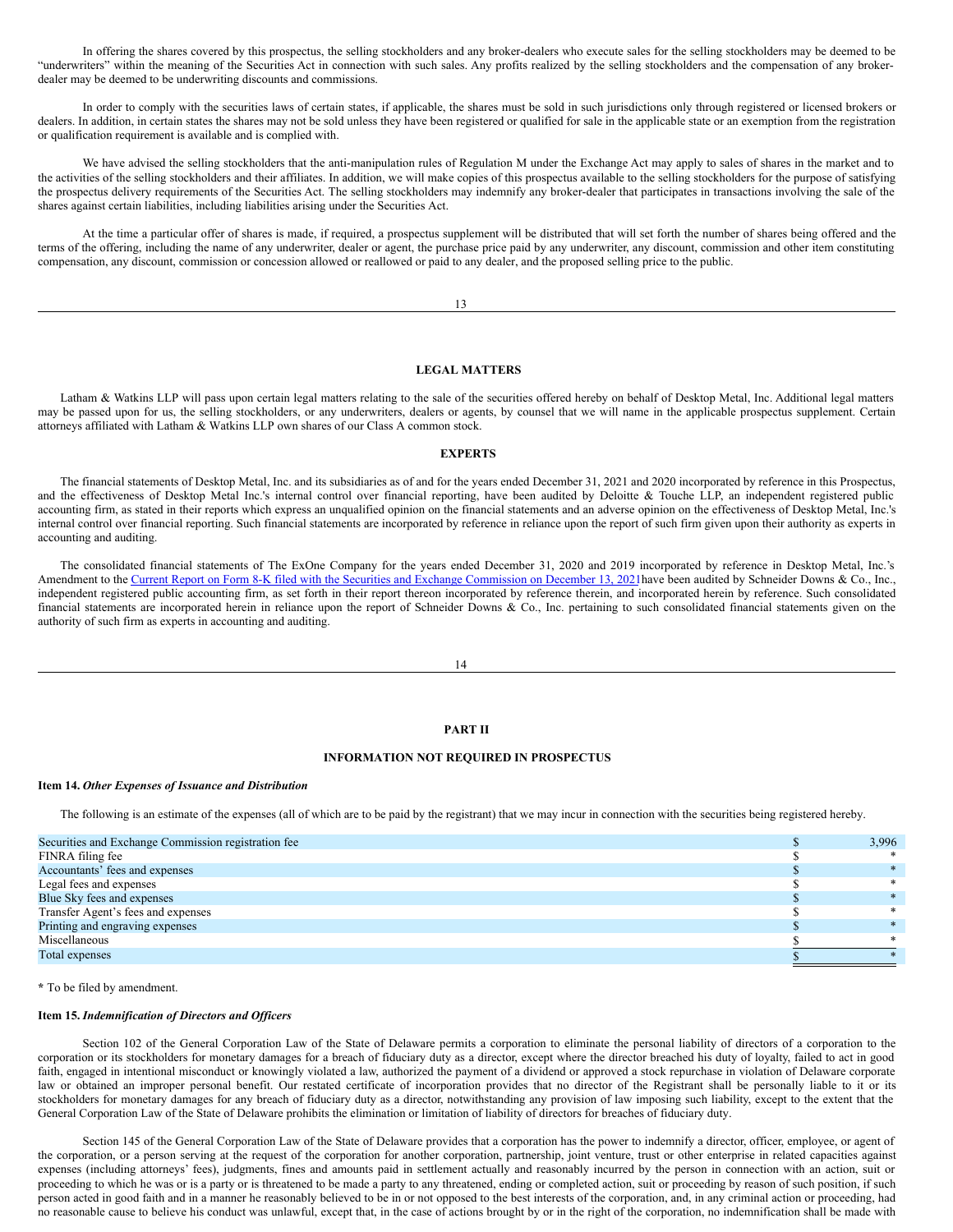In offering the shares covered by this prospectus, the selling stockholders and any broker-dealers who execute sales for the selling stockholders may be deemed to be "underwriters" within the meaning of the Securities Act in connection with such sales. Any profits realized by the selling stockholders and the compensation of any broker-dealer may be deemed to be underwriting discounts and commissions.

In order to comply with the securities laws of certain states, if applicable, the shares must be sold in such jurisdictions only through registered or licensed brokers or dealers. In addition, in certain states the shares may not be sold unless they have been registered or qualified for sale in the applicable state or an exemption from the registration or qualification requirement is available and is complied with.

We have advised the selling stockholders that the anti-manipulation rules of Regulation M under the Exchange Act may apply to sales of shares in the market and to the activities of the selling stockholders and their affiliates. In addition, we will make copies of this prospectus available to the selling stockholders for the purpose of satisfying the prospectus delivery requirements of the Securities Act. The selling stockholders may indemnify any broker-dealer that participates in transactions involving the sale of the shares against certain liabilities, including liabilities arising under the Securities Act.

At the time a particular offer of shares is made, if required, a prospectus supplement will be distributed that will set forth the number of shares being offered and the terms of the offering, including the name of any underwriter, dealer or agent, the purchase price paid by any underwriter, any discount, commission and other item constituting compensation, any discount, commission or concession allowed or reallowed or paid to any dealer, and the proposed selling price to the public.

## LEGAL MATTERS

Latham & Watkins LLP will pass upon certain legal matters relating to the sale of the securities offered hereby on behalf of Desktop Metal, Inc. Additional legal matters may be passed upon for us, the selling stockholders, or any underwriters, dealers or agents, by counsel that we will name in the applicable prospectus supplement. Certain attorneys affiliated with Latham & Watkins LLP own shares of our Class A common stock.

## EXPERTS

The financial statements of Desktop Metal, Inc. and its subsidiaries as of and for the years ended December 31, 2021 and 2020 incorporated by reference in this Prospectus, and the effectiveness of Desktop Metal Inc.'s internal control over financial reporting, have been audited by Deloitte & Touche LLP, an independent registered public accounting firm, as stated in their reports which express an unqualified opinion on the financial statements and an adverse opinion on the effectiveness of Desktop Metal, Inc.'s internal control over financial reporting. Such financial statements are incorporated by reference in reliance upon the report of such firm given upon their authority as experts in accounting and auditing.

The consolidated financial statements of The ExOne Company for the years ended December 31, 2020 and 2019 incorporated by reference in Desktop Metal, Inc.'s Amendment to the Current Report on Form 8-K filed with the Securities and Exchange Commission on December 13, 2021have been audited by Schneider Downs & Co., Inc., independent registered public accounting firm, as set forth in their report thereon incorporated by reference therein, and incorporated herein by reference. Such consolidated financial statements are incorporated herein in reliance upon the report of Schneider Downs & Co., Inc. pertaining to such consolidated financial statements given on the authority of such firm as experts in accounting and auditing.

## PART II

## INFORMATION NOT REQUIRED IN PROSPECTUS

**Item 14.** ***Other Expenses of Issuance and Distribution***

The following is an estimate of the expenses (all of which are to be paid by the registrant) that we may incur in connection with the securities being registered hereby.

| | | |
|---|---|---|
| Securities and Exchange Commission registration fee | $ | 3,996 |
| FINRA filing fee | $ | * |
| Accountants' fees and expenses | $ | * |
| Legal fees and expenses | $ | * |
| Blue Sky fees and expenses | $ | * |
| Transfer Agent's fees and expenses | $ | * |
| Printing and engraving expenses | $ | * |
| Miscellaneous | $ | * |
| Total expenses | $ | * |

**\*** To be filed by amendment.

**Item 15.** ***Indemnification of Directors and Officers***

Section 102 of the General Corporation Law of the State of Delaware permits a corporation to eliminate the personal liability of directors of a corporation to the corporation or its stockholders for monetary damages for a breach of fiduciary duty as a director, except where the director breached his duty of loyalty, failed to act in good faith, engaged in intentional misconduct or knowingly violated a law, authorized the payment of a dividend or approved a stock repurchase in violation of Delaware corporate law or obtained an improper personal benefit. Our restated certificate of incorporation provides that no director of the Registrant shall be personally liable to it or its stockholders for monetary damages for any breach of fiduciary duty as a director, notwithstanding any provision of law imposing such liability, except to the extent that the General Corporation Law of the State of Delaware prohibits the elimination or limitation of liability of directors for breaches of fiduciary duty.

Section 145 of the General Corporation Law of the State of Delaware provides that a corporation has the power to indemnify a director, officer, employee, or agent of the corporation, or a person serving at the request of the corporation for another corporation, partnership, joint venture, trust or other enterprise in related capacities against expenses (including attorneys' fees), judgments, fines and amounts paid in settlement actually and reasonably incurred by the person in connection with an action, suit or proceeding to which he was or is a party or is threatened to be made a party to any threatened, ending or completed action, suit or proceeding by reason of such position, if such person acted in good faith and in a manner he reasonably believed to be in or not opposed to the best interests of the corporation, and, in any criminal action or proceeding, had no reasonable cause to believe his conduct was unlawful, except that, in the case of actions brought by or in the right of the corporation, no indemnification shall be made with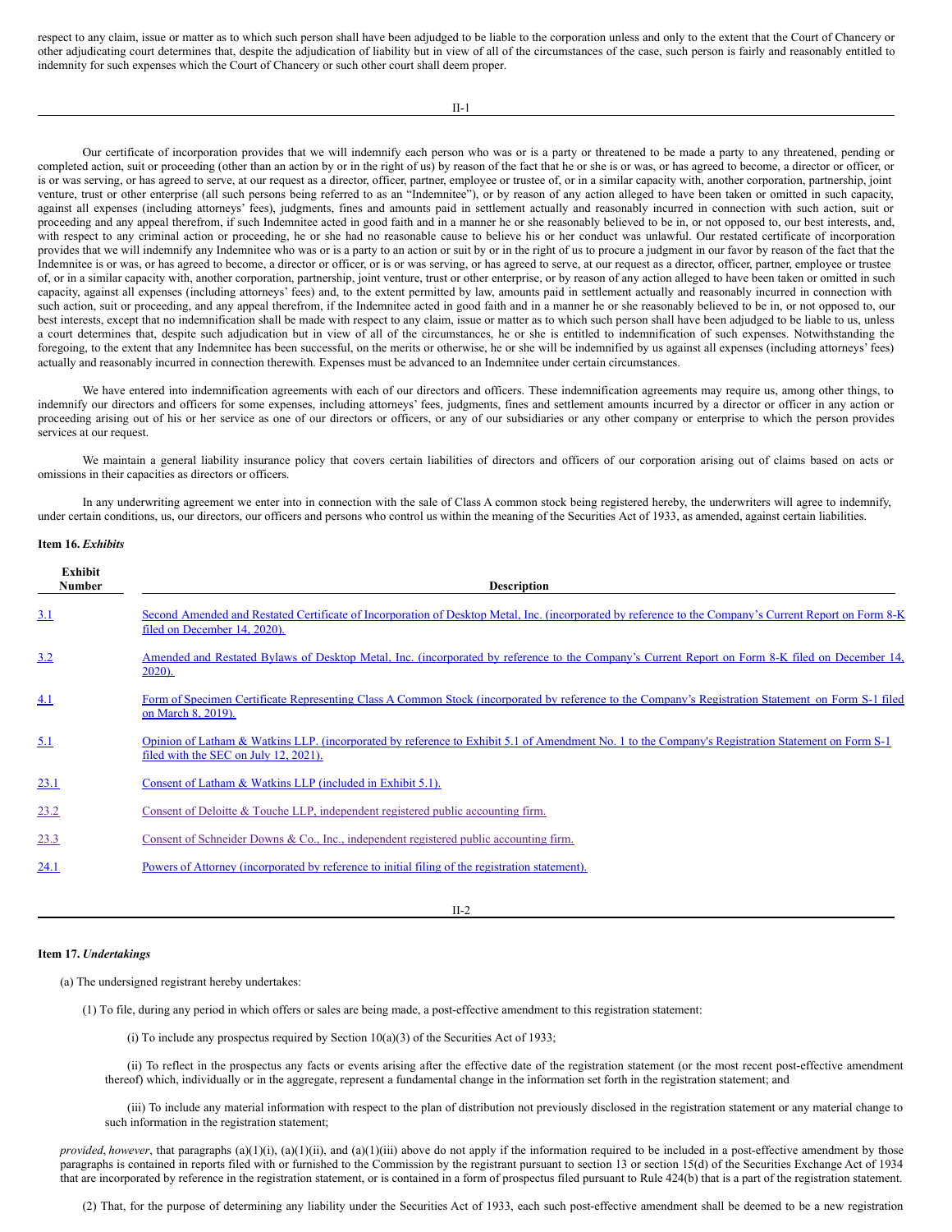respect to any claim, issue or matter as to which such person shall have been adjudged to be liable to the corporation unless and only to the extent that the Court of Chancery or other adjudicating court determines that, despite the adjudication of liability but in view of all of the circumstances of the case, such person is fairly and reasonably entitled to indemnity for such expenses which the Court of Chancery or such other court shall deem proper.

Our certificate of incorporation provides that we will indemnify each person who was or is a party or threatened to be made a party to any threatened, pending or completed action, suit or proceeding (other than an action by or in the right of us) by reason of the fact that he or she is or was, or has agreed to become, a director or officer, or is or was serving, or has agreed to serve, at our request as a director, officer, partner, employee or trustee of, or in a similar capacity with, another corporation, partnership, joint venture, trust or other enterprise (all such persons being referred to as an "Indemnitee"), or by reason of any action alleged to have been taken or omitted in such capacity, against all expenses (including attorneys' fees), judgments, fines and amounts paid in settlement actually and reasonably incurred in connection with such action, suit or proceeding and any appeal therefrom, if such Indemnitee acted in good faith and in a manner he or she reasonably believed to be in, or not opposed to, our best interests, and, with respect to any criminal action or proceeding, he or she had no reasonable cause to believe his or her conduct was unlawful. Our restated certificate of incorporation provides that we will indemnify any Indemnitee who was or is a party to an action or suit by or in the right of us to procure a judgment in our favor by reason of the fact that the Indemnitee is or was, or has agreed to become, a director or officer, or is or was serving, or has agreed to serve, at our request as a director, officer, partner, employee or trustee of, or in a similar capacity with, another corporation, partnership, joint venture, trust or other enterprise, or by reason of any action alleged to have been taken or omitted in such capacity, against all expenses (including attorneys' fees) and, to the extent permitted by law, amounts paid in settlement actually and reasonably incurred in connection with such action, suit or proceeding, and any appeal therefrom, if the Indemnitee acted in good faith and in a manner he or she reasonably believed to be in, or not opposed to, our best interests, except that no indemnification shall be made with respect to any claim, issue or matter as to which such person shall have been adjudged to be liable to us, unless a court determines that, despite such adjudication but in view of all of the circumstances, he or she is entitled to indemnification of such expenses. Notwithstanding the foregoing, to the extent that any Indemnitee has been successful, on the merits or otherwise, he or she will be indemnified by us against all expenses (including attorneys' fees) actually and reasonably incurred in connection therewith. Expenses must be advanced to an Indemnitee under certain circumstances.

We have entered into indemnification agreements with each of our directors and officers. These indemnification agreements may require us, among other things, to indemnify our directors and officers for some expenses, including attorneys' fees, judgments, fines and settlement amounts incurred by a director or officer in any action or proceeding arising out of his or her service as one of our directors or officers, or any of our subsidiaries or any other company or enterprise to which the person provides services at our request.

We maintain a general liability insurance policy that covers certain liabilities of directors and officers of our corporation arising out of claims based on acts or omissions in their capacities as directors or officers.

In any underwriting agreement we enter into in connection with the sale of Class A common stock being registered hereby, the underwriters will agree to indemnify, under certain conditions, us, our directors, our officers and persons who control us within the meaning of the Securities Act of 1933, as amended, against certain liabilities.

**Item 16.** ***Exhibits***

| Exhibit Number | Description |
|---|---|
| 3.1 | Second Amended and Restated Certificate of Incorporation of Desktop Metal, Inc. (incorporated by reference to the Company's Current Report on Form 8-K filed on December 14, 2020). |
| 3.2 | Amended and Restated Bylaws of Desktop Metal, Inc. (incorporated by reference to the Company's Current Report on Form 8-K filed on December 14, 2020). |
| 4.1 | Form of Specimen Certificate Representing Class A Common Stock (incorporated by reference to the Company's Registration Statement on Form S-1 filed on March 8, 2019). |
| 5.1 | Opinion of Latham & Watkins LLP. (incorporated by reference to Exhibit 5.1 of Amendment No. 1 to the Company's Registration Statement on Form S-1 filed with the SEC on July 12, 2021). |
| 23.1 | Consent of Latham & Watkins LLP (included in Exhibit 5.1). |
| 23.2 | Consent of Deloitte & Touche LLP, independent registered public accounting firm. |
| 23.3 | Consent of Schneider Downs & Co., Inc., independent registered public accounting firm. |
| 24.1 | Powers of Attorney (incorporated by reference to initial filing of the registration statement). |

**Item 17.** ***Undertakings***

(a) The undersigned registrant hereby undertakes:

(1) To file, during any period in which offers or sales are being made, a post-effective amendment to this registration statement:

(i) To include any prospectus required by Section 10(a)(3) of the Securities Act of 1933;

(ii) To reflect in the prospectus any facts or events arising after the effective date of the registration statement (or the most recent post-effective amendment thereof) which, individually or in the aggregate, represent a fundamental change in the information set forth in the registration statement; and

(iii) To include any material information with respect to the plan of distribution not previously disclosed in the registration statement or any material change to such information in the registration statement;

*provided*, *however*, that paragraphs (a)(1)(i), (a)(1)(ii), and (a)(1)(iii) above do not apply if the information required to be included in a post-effective amendment by those paragraphs is contained in reports filed with or furnished to the Commission by the registrant pursuant to section 13 or section 15(d) of the Securities Exchange Act of 1934 that are incorporated by reference in the registration statement, or is contained in a form of prospectus filed pursuant to Rule 424(b) that is a part of the registration statement.

(2) That, for the purpose of determining any liability under the Securities Act of 1933, each such post-effective amendment shall be deemed to be a new registration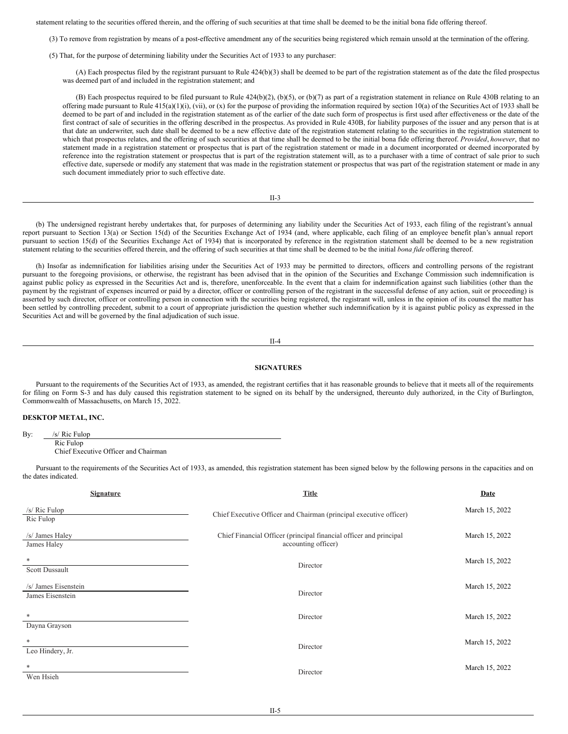statement relating to the securities offered therein, and the offering of such securities at that time shall be deemed to be the initial bona fide offering thereof.

(3) To remove from registration by means of a post-effective amendment any of the securities being registered which remain unsold at the termination of the offering.

(5) That, for the purpose of determining liability under the Securities Act of 1933 to any purchaser:

(A) Each prospectus filed by the registrant pursuant to Rule 424(b)(3) shall be deemed to be part of the registration statement as of the date the filed prospectus was deemed part of and included in the registration statement; and

(B) Each prospectus required to be filed pursuant to Rule 424(b)(2), (b)(5), or (b)(7) as part of a registration statement in reliance on Rule 430B relating to an offering made pursuant to Rule 415(a)(1)(i), (vii), or (x) for the purpose of providing the information required by section 10(a) of the Securities Act of 1933 shall be deemed to be part of and included in the registration statement as of the earlier of the date such form of prospectus is first used after effectiveness or the date of the first contract of sale of securities in the offering described in the prospectus. As provided in Rule 430B, for liability purposes of the issuer and any person that is at that date an underwriter, such date shall be deemed to be a new effective date of the registration statement relating to the securities in the registration statement to which that prospectus relates, and the offering of such securities at that time shall be deemed to be the initial bona fide offering thereof. *Provided*, *however*, that no statement made in a registration statement or prospectus that is part of the registration statement or made in a document incorporated or deemed incorporated by reference into the registration statement or prospectus that is part of the registration statement will, as to a purchaser with a time of contract of sale prior to such effective date, supersede or modify any statement that was made in the registration statement or prospectus that was part of the registration statement or made in any such document immediately prior to such effective date.

(b) The undersigned registrant hereby undertakes that, for purposes of determining any liability under the Securities Act of 1933, each filing of the registrant's annual report pursuant to Section 13(a) or Section 15(d) of the Securities Exchange Act of 1934 (and, where applicable, each filing of an employee benefit plan's annual report pursuant to section 15(d) of the Securities Exchange Act of 1934) that is incorporated by reference in the registration statement shall be deemed to be a new registration statement relating to the securities offered therein, and the offering of such securities at that time shall be deemed to be the initial *bona fide* offering thereof.

(h) Insofar as indemnification for liabilities arising under the Securities Act of 1933 may be permitted to directors, officers and controlling persons of the registrant pursuant to the foregoing provisions, or otherwise, the registrant has been advised that in the opinion of the Securities and Exchange Commission such indemnification is against public policy as expressed in the Securities Act and is, therefore, unenforceable. In the event that a claim for indemnification against such liabilities (other than the payment by the registrant of expenses incurred or paid by a director, officer or controlling person of the registrant in the successful defense of any action, suit or proceeding) is asserted by such director, officer or controlling person in connection with the securities being registered, the registrant will, unless in the opinion of its counsel the matter has been settled by controlling precedent, submit to a court of appropriate jurisdiction the question whether such indemnification by it is against public policy as expressed in the Securities Act and will be governed by the final adjudication of such issue.

## SIGNATURES

Pursuant to the requirements of the Securities Act of 1933, as amended, the registrant certifies that it has reasonable grounds to believe that it meets all of the requirements for filing on Form S-3 and has duly caused this registration statement to be signed on its behalf by the undersigned, thereunto duly authorized, in the City of Burlington, Commonwealth of Massachusetts, on March 15, 2022.

**DESKTOP METAL, INC.**

By: /s/ Ric Fulop
Ric Fulop
Chief Executive Officer and Chairman

Pursuant to the requirements of the Securities Act of 1933, as amended, this registration statement has been signed below by the following persons in the capacities and on the dates indicated.

| Signature | Title | Date |
|---|---|---|
| /s/ Ric Fulop<br>Ric Fulop | Chief Executive Officer and Chairman (principal executive officer) | March 15, 2022 |
| /s/ James Haley<br>James Haley | Chief Financial Officer (principal financial officer and principal accounting officer) | March 15, 2022 |
| *<br>Scott Dussault | Director | March 15, 2022 |
| /s/ James Eisenstein<br>James Eisenstein | Director | March 15, 2022 |
| *<br>Dayna Grayson | Director | March 15, 2022 |
| *<br>Leo Hindery, Jr. | Director | March 15, 2022 |
| *<br>Wen Hsieh | Director | March 15, 2022 |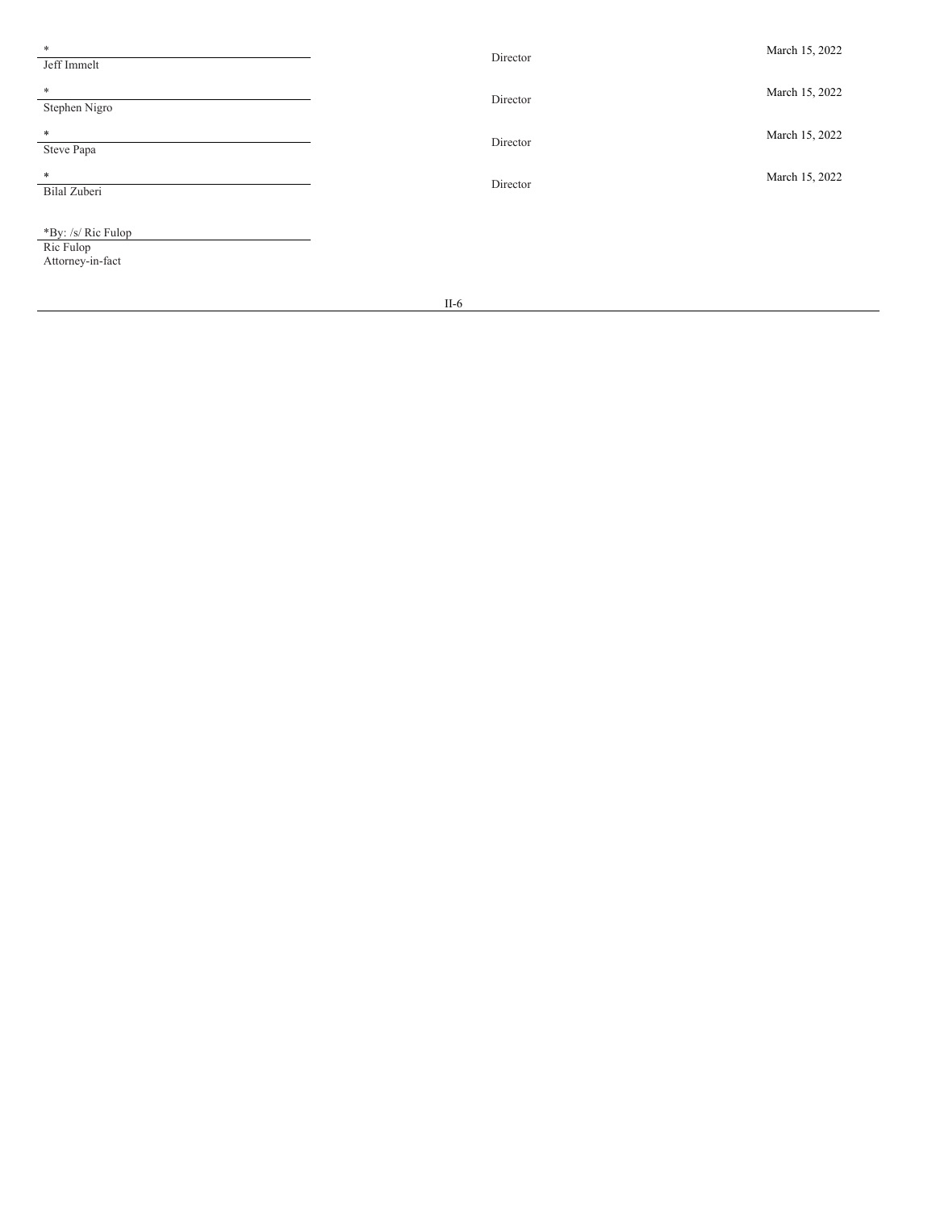| | | |
|---|---|---|
| *<br>Jeff Immelt | Director | March 15, 2022 |
| *<br>Stephen Nigro | Director | March 15, 2022 |
| *<br>Steve Papa | Director | March 15, 2022 |
| *<br>Bilal Zuberi | Director | March 15, 2022 |

*By: /s/ Ric Fulop
Ric Fulop
Attorney-in-fact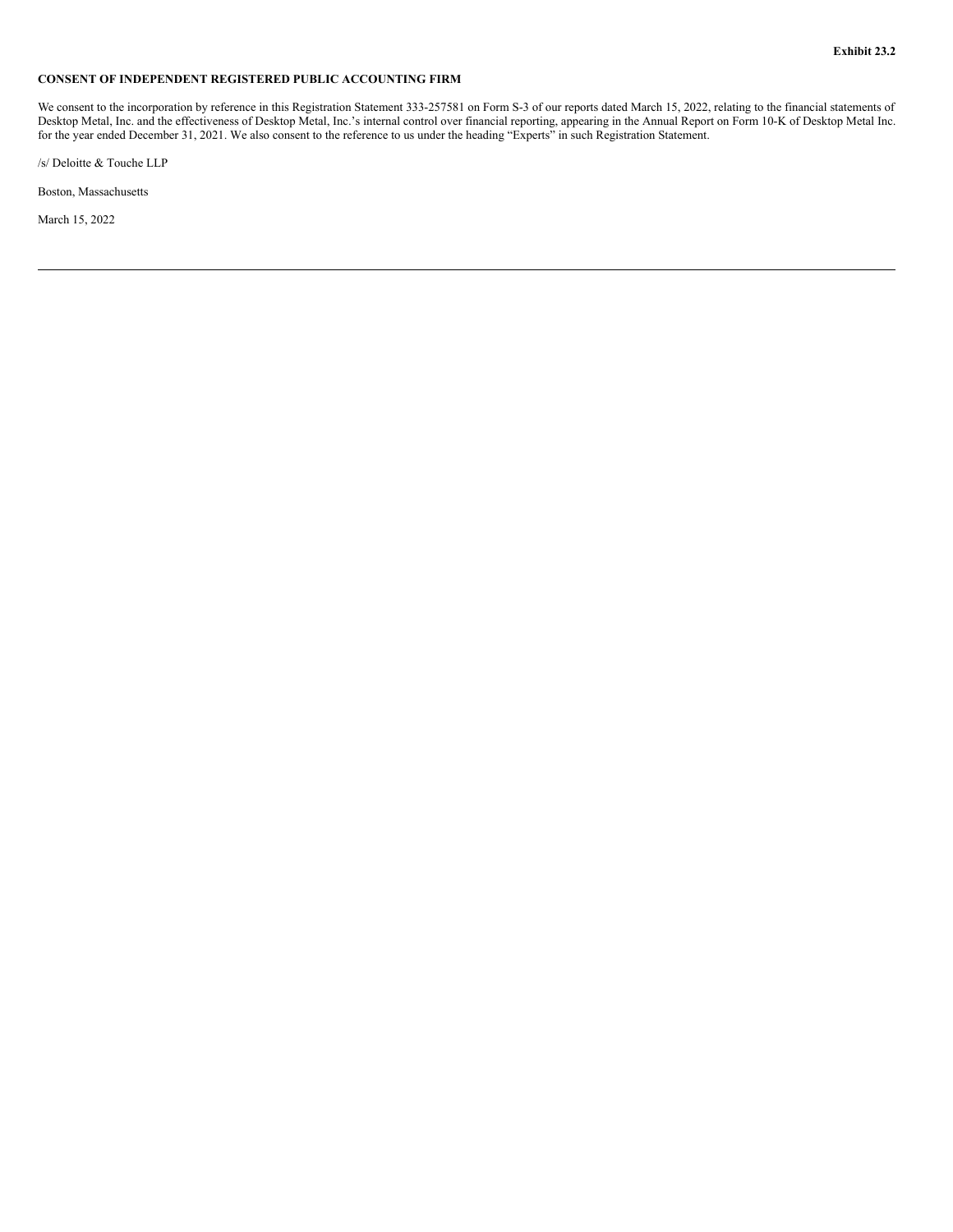**Exhibit 23.2**

**CONSENT OF INDEPENDENT REGISTERED PUBLIC ACCOUNTING FIRM**

We consent to the incorporation by reference in this Registration Statement 333-257581 on Form S-3 of our reports dated March 15, 2022, relating to the financial statements of Desktop Metal, Inc. and the effectiveness of Desktop Metal, Inc.'s internal control over financial reporting, appearing in the Annual Report on Form 10-K of Desktop Metal Inc. for the year ended December 31, 2021. We also consent to the reference to us under the heading "Experts" in such Registration Statement.

/s/ Deloitte & Touche LLP

Boston, Massachusetts

March 15, 2022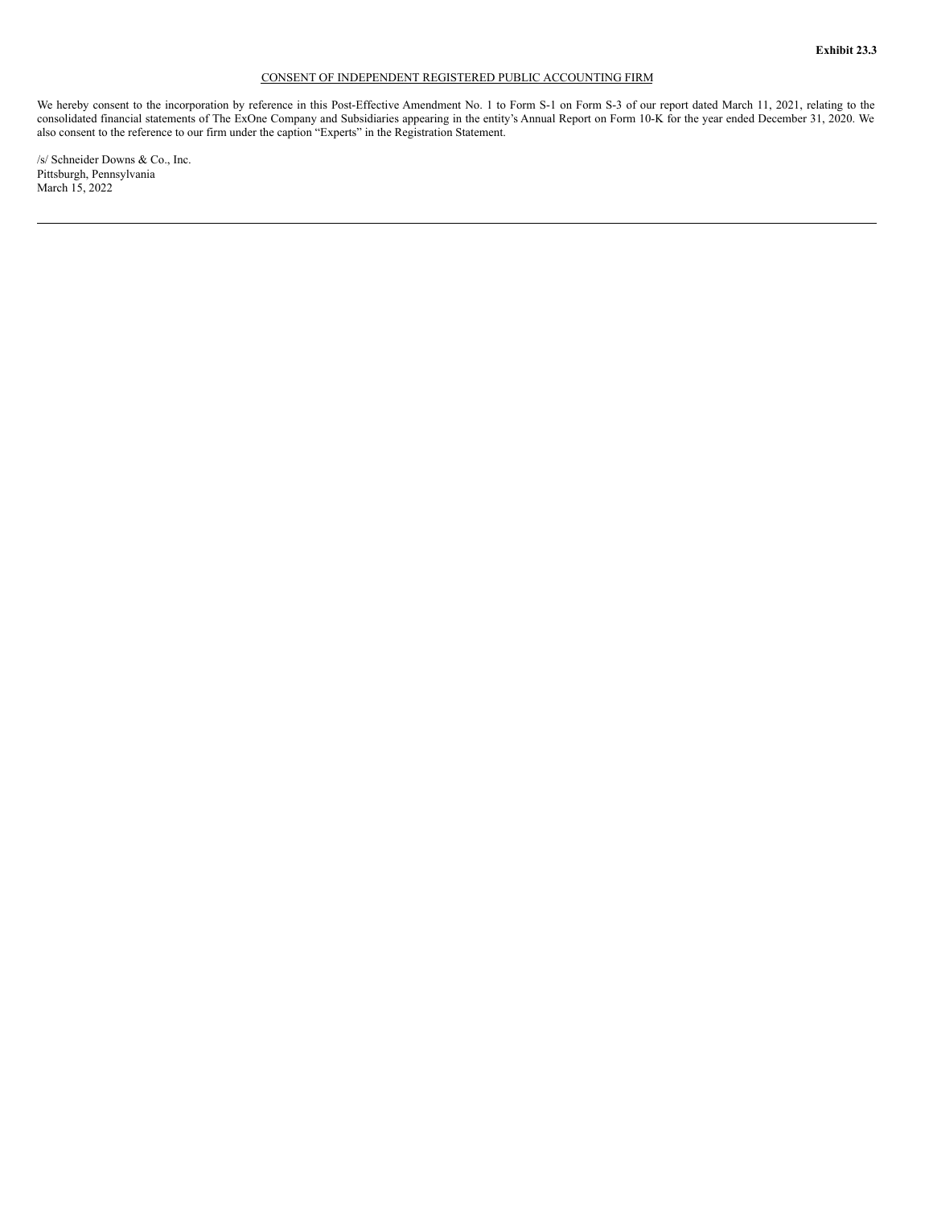**Exhibit 23.3**

CONSENT OF INDEPENDENT REGISTERED PUBLIC ACCOUNTING FIRM

We hereby consent to the incorporation by reference in this Post-Effective Amendment No. 1 to Form S-1 on Form S-3 of our report dated March 11, 2021, relating to the consolidated financial statements of The ExOne Company and Subsidiaries appearing in the entity's Annual Report on Form 10-K for the year ended December 31, 2020. We also consent to the reference to our firm under the caption "Experts" in the Registration Statement.

/s/ Schneider Downs & Co., Inc.
Pittsburgh, Pennsylvania
March 15, 2022